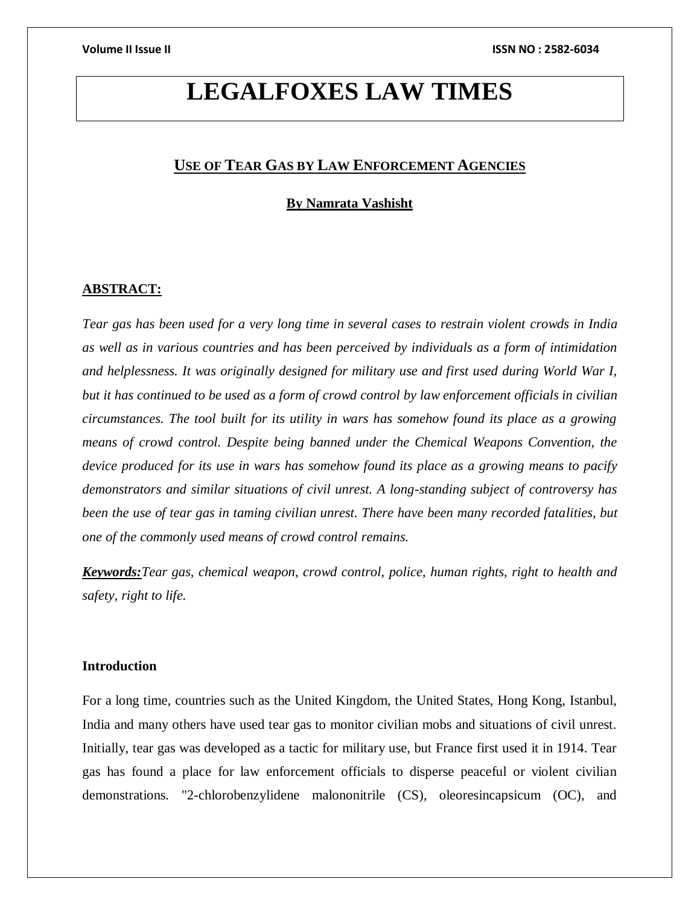# LEGALFOXES LAW TIMES

## USE OF TEAR GAS BY LAW ENFORCEMENT AGENCIES

**By Namrata Vashisht**

**ABSTRACT:**

*Tear gas has been used for a very long time in several cases to restrain violent crowds in India as well as in various countries and has been perceived by individuals as a form of intimidation and helplessness. It was originally designed for military use and first used during World War I, but it has continued to be used as a form of crowd control by law enforcement officials in civilian circumstances. The tool built for its utility in wars has somehow found its place as a growing means of crowd control. Despite being banned under the Chemical Weapons Convention, the device produced for its use in wars has somehow found its place as a growing means to pacify demonstrators and similar situations of civil unrest. A long-standing subject of controversy has been the use of tear gas in taming civilian unrest. There have been many recorded fatalities, but one of the commonly used means of crowd control remains.*

***Keywords:****Tear gas, chemical weapon, crowd control, police, human rights, right to health and safety, right to life.*

### Introduction

For a long time, countries such as the United Kingdom, the United States, Hong Kong, Istanbul, India and many others have used tear gas to monitor civilian mobs and situations of civil unrest. Initially, tear gas was developed as a tactic for military use, but France first used it in 1914. Tear gas has found a place for law enforcement officials to disperse peaceful or violent civilian demonstrations. "2-chlorobenzylidene malononitrile (CS), oleoresincapsicum (OC), and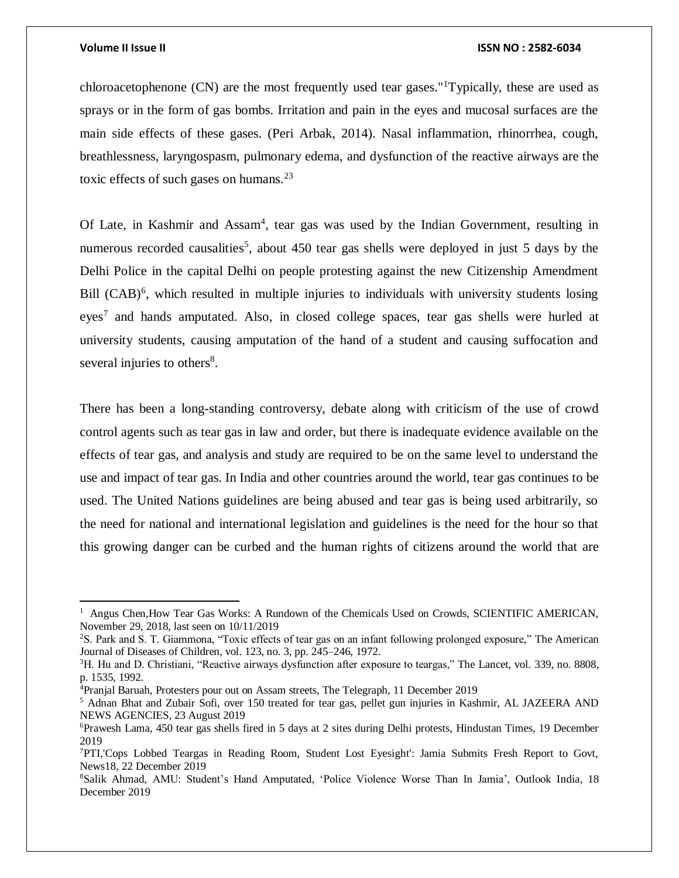chloroacetophenone (CN) are the most frequently used tear gases."[1]Typically, these are used as sprays or in the form of gas bombs. Irritation and pain in the eyes and mucosal surfaces are the main side effects of these gases. (Peri Arbak, 2014). Nasal inflammation, rhinorrhea, cough, breathlessness, laryngospasm, pulmonary edema, and dysfunction of the reactive airways are the toxic effects of such gases on humans.[23]

Of Late, in Kashmir and Assam[4], tear gas was used by the Indian Government, resulting in numerous recorded causalities[5], about 450 tear gas shells were deployed in just 5 days by the Delhi Police in the capital Delhi on people protesting against the new Citizenship Amendment Bill (CAB)[6], which resulted in multiple injuries to individuals with university students losing eyes[7] and hands amputated. Also, in closed college spaces, tear gas shells were hurled at university students, causing amputation of the hand of a student and causing suffocation and several injuries to others[8].

There has been a long-standing controversy, debate along with criticism of the use of crowd control agents such as tear gas in law and order, but there is inadequate evidence available on the effects of tear gas, and analysis and study are required to be on the same level to understand the use and impact of tear gas. In India and other countries around the world, tear gas continues to be used. The United Nations guidelines are being abused and tear gas is being used arbitrarily, so the need for national and international legislation and guidelines is the need for the hour so that this growing danger can be curbed and the human rights of citizens around the world that are

---

[1] Angus Chen,How Tear Gas Works: A Rundown of the Chemicals Used on Crowds, SCIENTIFIC AMERICAN, November 29, 2018, last seen on 10/11/2019

[2] S. Park and S. T. Giammona, "Toxic effects of tear gas on an infant following prolonged exposure," The American Journal of Diseases of Children, vol. 123, no. 3, pp. 245–246, 1972.

[3] H. Hu and D. Christiani, "Reactive airways dysfunction after exposure to teargas," The Lancet, vol. 339, no. 8808, p. 1535, 1992.

[4] Pranjal Baruah, Protesters pour out on Assam streets, The Telegraph, 11 December 2019

[5] Adnan Bhat and Zubair Sofi, over 150 treated for tear gas, pellet gun injuries in Kashmir, AL JAZEERA AND NEWS AGENCIES, 23 August 2019

[6] Prawesh Lama, 450 tear gas shells fired in 5 days at 2 sites during Delhi protests, Hindustan Times, 19 December 2019

[7] PTI,'Cops Lobbed Teargas in Reading Room, Student Lost Eyesight': Jamia Submits Fresh Report to Govt, News18, 22 December 2019

[8] Salik Ahmad, AMU: Student's Hand Amputated, 'Police Violence Worse Than In Jamia', Outlook India, 18 December 2019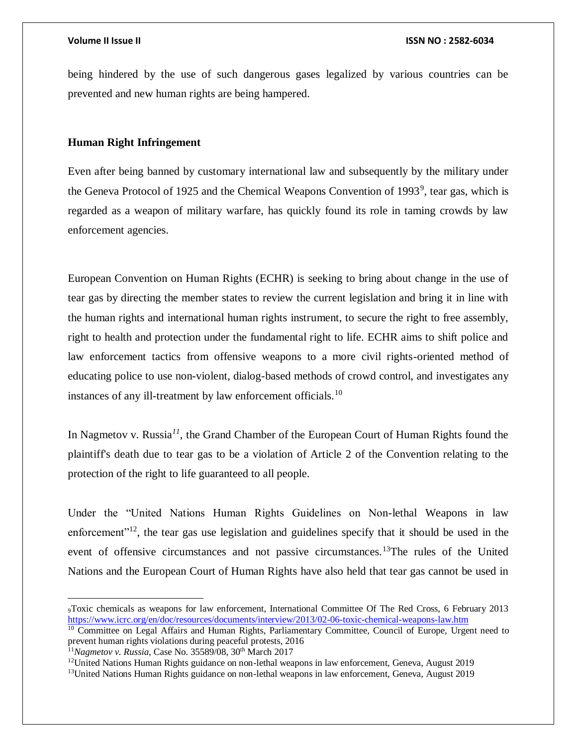being hindered by the use of such dangerous gases legalized by various countries can be prevented and new human rights are being hampered.

**Human Right Infringement**

Even after being banned by customary international law and subsequently by the military under the Geneva Protocol of 1925 and the Chemical Weapons Convention of 1993[9], tear gas, which is regarded as a weapon of military warfare, has quickly found its role in taming crowds by law enforcement agencies.

European Convention on Human Rights (ECHR) is seeking to bring about change in the use of tear gas by directing the member states to review the current legislation and bring it in line with the human rights and international human rights instrument, to secure the right to free assembly, right to health and protection under the fundamental right to life. ECHR aims to shift police and law enforcement tactics from offensive weapons to a more civil rights-oriented method of educating police to use non-violent, dialog-based methods of crowd control, and investigates any instances of any ill-treatment by law enforcement officials.[10]

In Nagmetov v. Russia[11], the Grand Chamber of the European Court of Human Rights found the plaintiff's death due to tear gas to be a violation of Article 2 of the Convention relating to the protection of the right to life guaranteed to all people.

Under the "United Nations Human Rights Guidelines on Non-lethal Weapons in law enforcement"[12], the tear gas use legislation and guidelines specify that it should be used in the event of offensive circumstances and not passive circumstances.[13]The rules of the United Nations and the European Court of Human Rights have also held that tear gas cannot be used in

---

[9]Toxic chemicals as weapons for law enforcement, International Committee Of The Red Cross, 6 February 2013 https://www.icrc.org/en/doc/resources/documents/interview/2013/02-06-toxic-chemical-weapons-law.htm

[10] Committee on Legal Affairs and Human Rights, Parliamentary Committee, Council of Europe, Urgent need to prevent human rights violations during peaceful protests, 2016

[11]*Nagmetov v. Russia*, Case No. 35589/08, 30th March 2017

[12]United Nations Human Rights guidance on non-lethal weapons in law enforcement, Geneva, August 2019

[13]United Nations Human Rights guidance on non-lethal weapons in law enforcement, Geneva, August 2019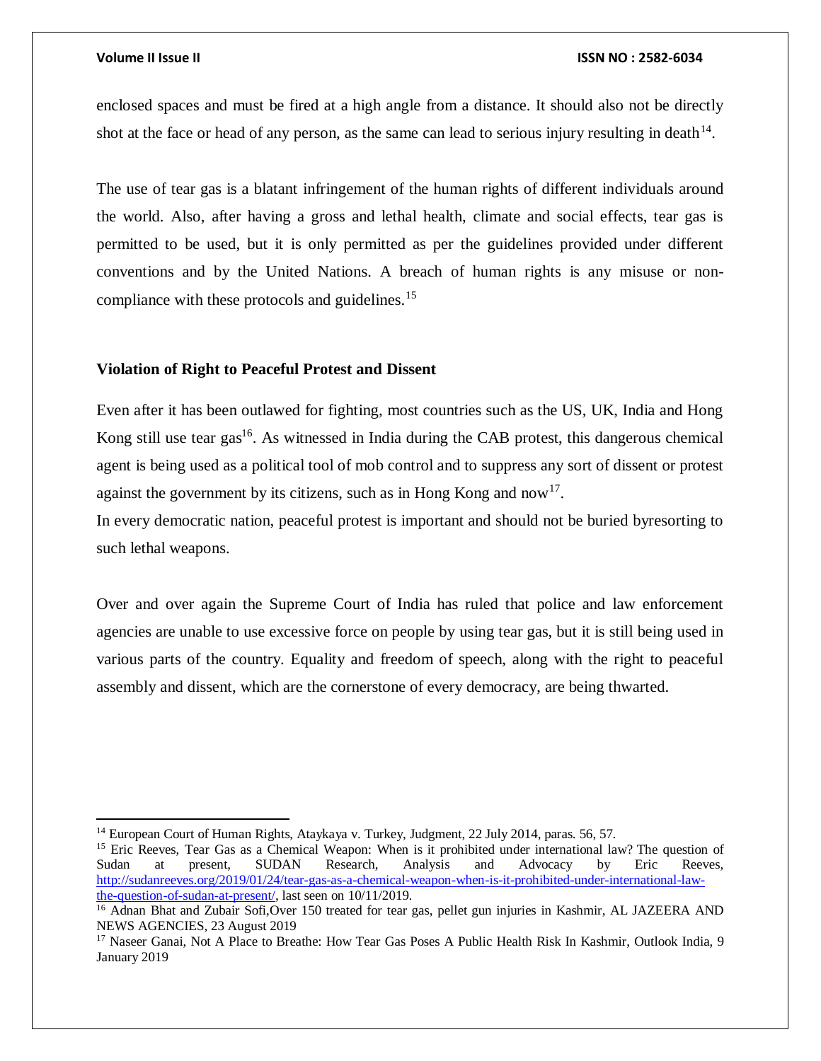enclosed spaces and must be fired at a high angle from a distance. It should also not be directly shot at the face or head of any person, as the same can lead to serious injury resulting in death[14].

The use of tear gas is a blatant infringement of the human rights of different individuals around the world. Also, after having a gross and lethal health, climate and social effects, tear gas is permitted to be used, but it is only permitted as per the guidelines provided under different conventions and by the United Nations. A breach of human rights is any misuse or non-compliance with these protocols and guidelines.[15]

**Violation of Right to Peaceful Protest and Dissent**

Even after it has been outlawed for fighting, most countries such as the US, UK, India and Hong Kong still use tear gas[16]. As witnessed in India during the CAB protest, this dangerous chemical agent is being used as a political tool of mob control and to suppress any sort of dissent or protest against the government by its citizens, such as in Hong Kong and now[17].

In every democratic nation, peaceful protest is important and should not be buried byresorting to such lethal weapons.

Over and over again the Supreme Court of India has ruled that police and law enforcement agencies are unable to use excessive force on people by using tear gas, but it is still being used in various parts of the country. Equality and freedom of speech, along with the right to peaceful assembly and dissent, which are the cornerstone of every democracy, are being thwarted.

---

[14] European Court of Human Rights, Ataykaya v. Turkey, Judgment, 22 July 2014, paras. 56, 57.

[15] Eric Reeves, Tear Gas as a Chemical Weapon: When is it prohibited under international law? The question of Sudan at present, SUDAN Research, Analysis and Advocacy by Eric Reeves, http://sudanreeves.org/2019/01/24/tear-gas-as-a-chemical-weapon-when-is-it-prohibited-under-international-law-the-question-of-sudan-at-present/, last seen on 10/11/2019.

[16] Adnan Bhat and Zubair Sofi,Over 150 treated for tear gas, pellet gun injuries in Kashmir, AL JAZEERA AND NEWS AGENCIES, 23 August 2019

[17] Naseer Ganai, Not A Place to Breathe: How Tear Gas Poses A Public Health Risk In Kashmir, Outlook India, 9 January 2019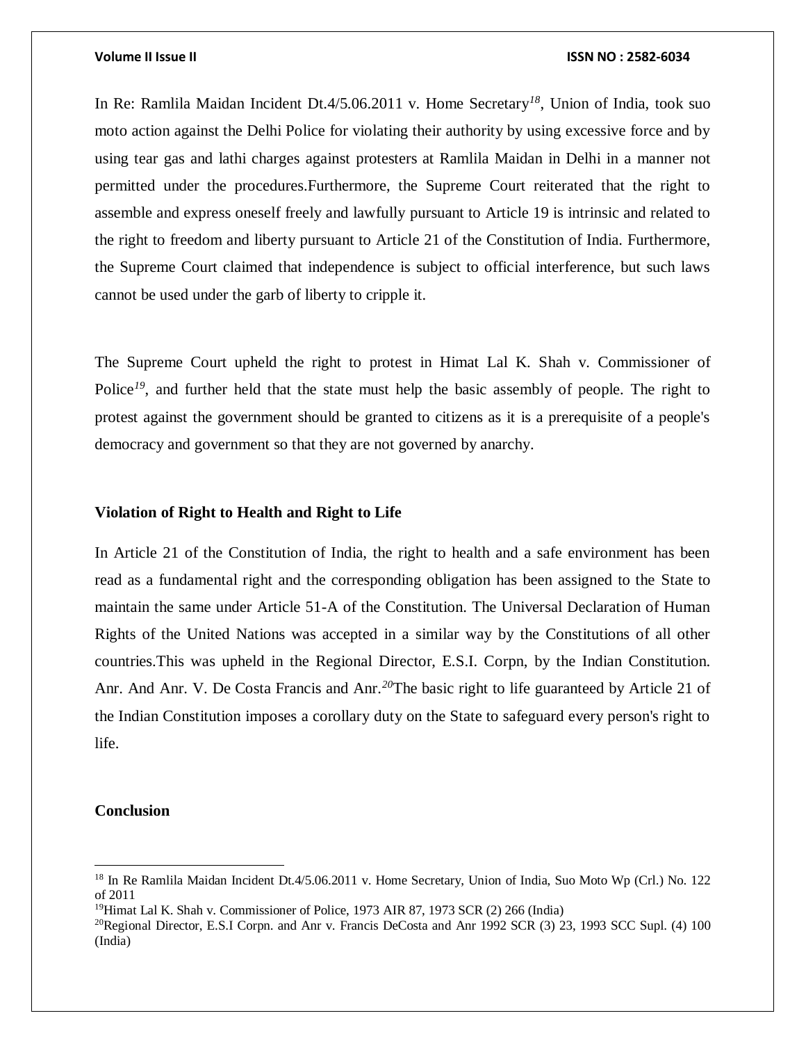In Re: Ramlila Maidan Incident Dt.4/5.06.2011 v. Home Secretary[18], Union of India, took suo moto action against the Delhi Police for violating their authority by using excessive force and by using tear gas and lathi charges against protesters at Ramlila Maidan in Delhi in a manner not permitted under the procedures.Furthermore, the Supreme Court reiterated that the right to assemble and express oneself freely and lawfully pursuant to Article 19 is intrinsic and related to the right to freedom and liberty pursuant to Article 21 of the Constitution of India. Furthermore, the Supreme Court claimed that independence is subject to official interference, but such laws cannot be used under the garb of liberty to cripple it.

The Supreme Court upheld the right to protest in Himat Lal K. Shah v. Commissioner of Police[19], and further held that the state must help the basic assembly of people. The right to protest against the government should be granted to citizens as it is a prerequisite of a people's democracy and government so that they are not governed by anarchy.

### Violation of Right to Health and Right to Life

In Article 21 of the Constitution of India, the right to health and a safe environment has been read as a fundamental right and the corresponding obligation has been assigned to the State to maintain the same under Article 51-A of the Constitution. The Universal Declaration of Human Rights of the United Nations was accepted in a similar way by the Constitutions of all other countries.This was upheld in the Regional Director, E.S.I. Corpn, by the Indian Constitution. Anr. And Anr. V. De Costa Francis and Anr.[20]The basic right to life guaranteed by Article 21 of the Indian Constitution imposes a corollary duty on the State to safeguard every person's right to life.

### Conclusion

---

[18] In Re Ramlila Maidan Incident Dt.4/5.06.2011 v. Home Secretary, Union of India, Suo Moto Wp (Crl.) No. 122 of 2011

[19] Himat Lal K. Shah v. Commissioner of Police, 1973 AIR 87, 1973 SCR (2) 266 (India)

[20] Regional Director, E.S.I Corpn. and Anr v. Francis DeCosta and Anr 1992 SCR (3) 23, 1993 SCC Supl. (4) 100 (India)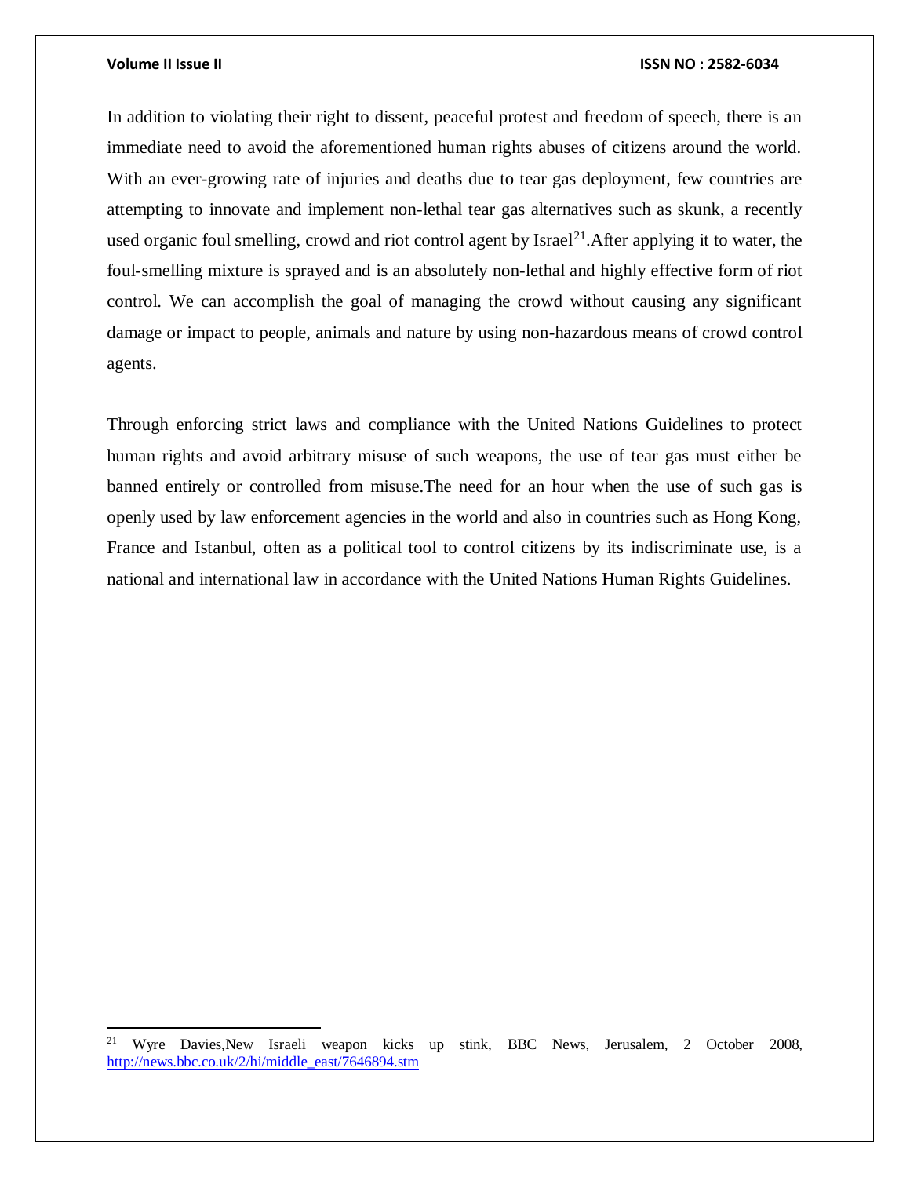In addition to violating their right to dissent, peaceful protest and freedom of speech, there is an immediate need to avoid the aforementioned human rights abuses of citizens around the world. With an ever-growing rate of injuries and deaths due to tear gas deployment, few countries are attempting to innovate and implement non-lethal tear gas alternatives such as skunk, a recently used organic foul smelling, crowd and riot control agent by Israel[21].After applying it to water, the foul-smelling mixture is sprayed and is an absolutely non-lethal and highly effective form of riot control. We can accomplish the goal of managing the crowd without causing any significant damage or impact to people, animals and nature by using non-hazardous means of crowd control agents.

Through enforcing strict laws and compliance with the United Nations Guidelines to protect human rights and avoid arbitrary misuse of such weapons, the use of tear gas must either be banned entirely or controlled from misuse.The need for an hour when the use of such gas is openly used by law enforcement agencies in the world and also in countries such as Hong Kong, France and Istanbul, often as a political tool to control citizens by its indiscriminate use, is a national and international law in accordance with the United Nations Human Rights Guidelines.

---

[21] Wyre Davies,New Israeli weapon kicks up stink, BBC News, Jerusalem, 2 October 2008, http://news.bbc.co.uk/2/hi/middle_east/7646894.stm